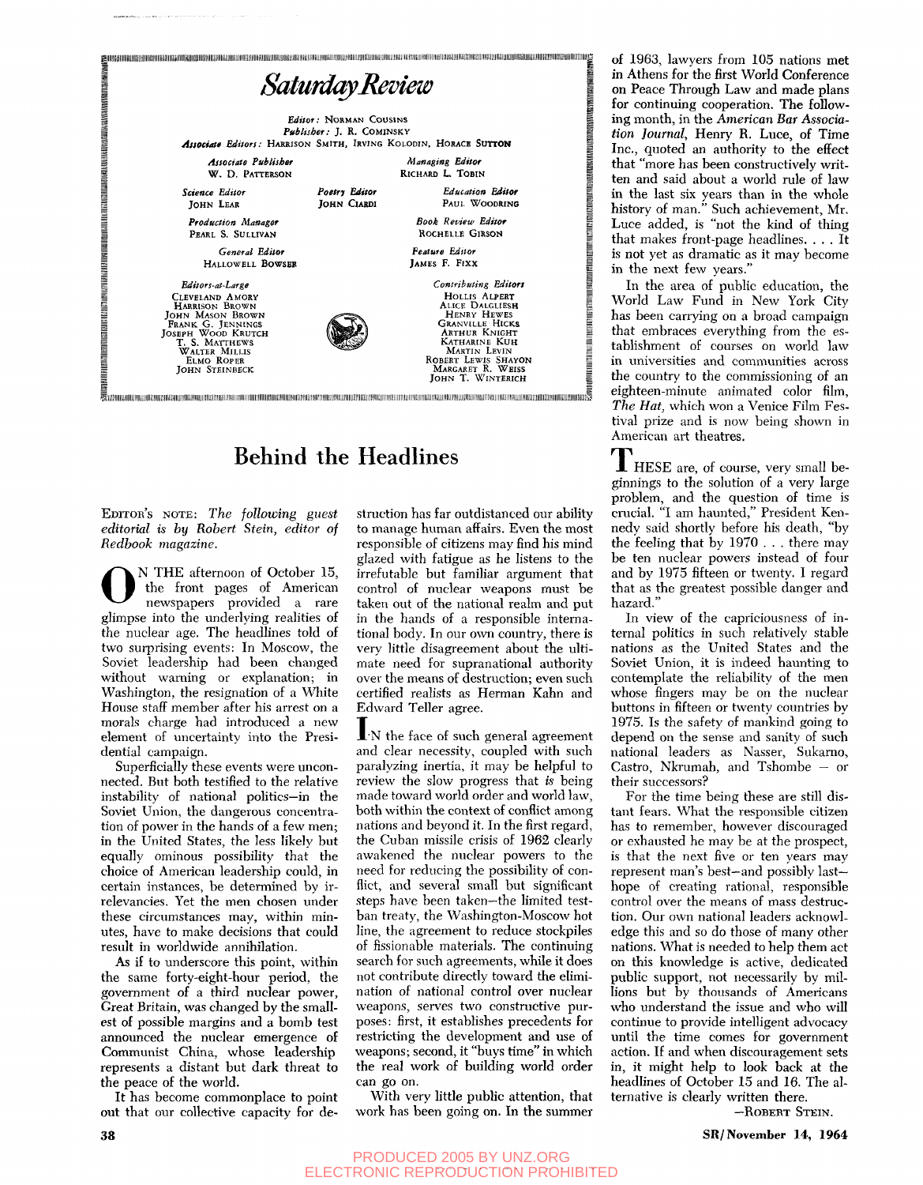# Saturday Review

*Editor:* NORMAN COUSINS
*Publisher:* J. R. COMINSKY
*Associate Editors:* HARRISON SMITH, IRVING KOLODIN, HORACE SUTTON

*Associate Publisher*
W. D. PATTERSON

*Managing Editor*
RICHARD L. TOBIN

*Science Editor*
JOHN LEAR

*Poetry Editor*
JOHN CIARDI

*Education Editor*
PAUL WOODRING

*Production Manager*
PEARL S. SULLIVAN

*Book Review Editor*
ROCHELLE GIRSON

*General Editor*
HALLOWELL BOWSER

*Feature Editor*
JAMES F. FIXX

*Editors-at-Large*
CLEVELAND AMORY
HARRISON BROWN
JOHN MASON BROWN
FRANK G. JENNINGS
JOSEPH WOOD KRUTCH
T. S. MATTHEWS
WALTER MILLIS
ELMO ROPER
JOHN STEINBECK

*Contributing Editors*
HOLLIS ALPERT
ALICE DALGLIESH
HENRY HEWES
GRANVILLE HICKS
ARTHUR KNIGHT
KATHARINE KUH
MARTIN LEVIN
ROBERT LEWIS SHAYON
MARGARET R. WEISS
JOHN T. WINTERICH

## Behind the Headlines

EDITOR'S NOTE: *The following guest editorial is by Robert Stein, editor of Redbook magazine.*

ON THE afternoon of October 15, the front pages of American newspapers provided a rare glimpse into the underlying realities of the nuclear age. The headlines told of two surprising events: In Moscow, the Soviet leadership had been changed without warning or explanation; in Washington, the resignation of a White House staff member after his arrest on a morals charge had introduced a new element of uncertainty into the Presidential campaign.

Superficially these events were unconnected. But both testified to the relative instability of national politics—in the Soviet Union, the dangerous concentration of power in the hands of a few men; in the United States, the less likely but equally ominous possibility that the choice of American leadership could, in certain instances, be determined by irrelevancies. Yet the men chosen under these circumstances may, within minutes, have to make decisions that could result in worldwide annihilation.

As if to underscore this point, within the same forty-eight-hour period, the government of a third nuclear power, Great Britain, was changed by the smallest of possible margins and a bomb test announced the nuclear emergence of Communist China, whose leadership represents a distant but dark threat to the peace of the world.

It has become commonplace to point out that our collective capacity for destruction has far outdistanced our ability to manage human affairs. Even the most responsible of citizens may find his mind glazed with fatigue as he listens to the irrefutable but familiar argument that control of nuclear weapons must be taken out of the national realm and put in the hands of a responsible international body. In our own country, there is very little disagreement about the ultimate need for supranational authority over the means of destruction; even such certified realists as Herman Kahn and Edward Teller agree.

IN the face of such general agreement and clear necessity, coupled with such paralyzing inertia, it may be helpful to review the slow progress that *is* being made toward world order and world law, both within the context of conflict among nations and beyond it. In the first regard, the Cuban missile crisis of 1962 clearly awakened the nuclear powers to the need for reducing the possibility of conflict, and several small but significant steps have been taken—the limited test-ban treaty, the Washington-Moscow hot line, the agreement to reduce stockpiles of fissionable materials. The continuing search for such agreements, while it does not contribute directly toward the elimination of national control over nuclear weapons, serves two constructive purposes: first, it establishes precedents for restricting the development and use of weapons; second, it "buys time" in which the real work of building world order can go on.

With very little public attention, that work has been going on. In the summer of 1963, lawyers from 105 nations met in Athens for the first World Conference on Peace Through Law and made plans for continuing cooperation. The following month, in the *American Bar Association Journal*, Henry R. Luce, of Time Inc., quoted an authority to the effect that "more has been constructively written and said about a world rule of law in the last six years than in the whole history of man." Such achievement, Mr. Luce added, is "not the kind of thing that makes front-page headlines. . . . It is not yet as dramatic as it may become in the next few years."

In the area of public education, the World Law Fund in New York City has been carrying on a broad campaign that embraces everything from the establishment of courses on world law in universities and communities across the country to the commissioning of an eighteen-minute animated color film, *The Hat*, which won a Venice Film Festival prize and is now being shown in American art theatres.

THESE are, of course, very small beginnings to the solution of a very large problem, and the question of time is crucial. "I am haunted," President Kennedy said shortly before his death, "by the feeling that by 1970 . . . there may be ten nuclear powers instead of four and by 1975 fifteen or twenty. I regard that as the greatest possible danger and hazard."

In view of the capriciousness of internal politics in such relatively stable nations as the United States and the Soviet Union, it is indeed haunting to contemplate the reliability of the men whose fingers may be on the nuclear buttons in fifteen or twenty countries by 1975. Is the safety of mankind going to depend on the sense and sanity of such national leaders as Nasser, Sukarno, Castro, Nkrumah, and Tshombe — or their successors?

For the time being these are still distant fears. What the responsible citizen has to remember, however discouraged or exhausted he may be at the prospect, is that the next five or ten years may represent man's best—and possibly last—hope of creating rational, responsible control over the means of mass destruction. Our own national leaders acknowledge this and so do those of many other nations. What is needed to help them act on this knowledge is active, dedicated public support, not necessarily by millions but by thousands of Americans who understand the issue and who will continue to provide intelligent advocacy until the time comes for government action. If and when discouragement sets in, it might help to look back at the headlines of October 15 and 16. The alternative is clearly written there.

—ROBERT STEIN.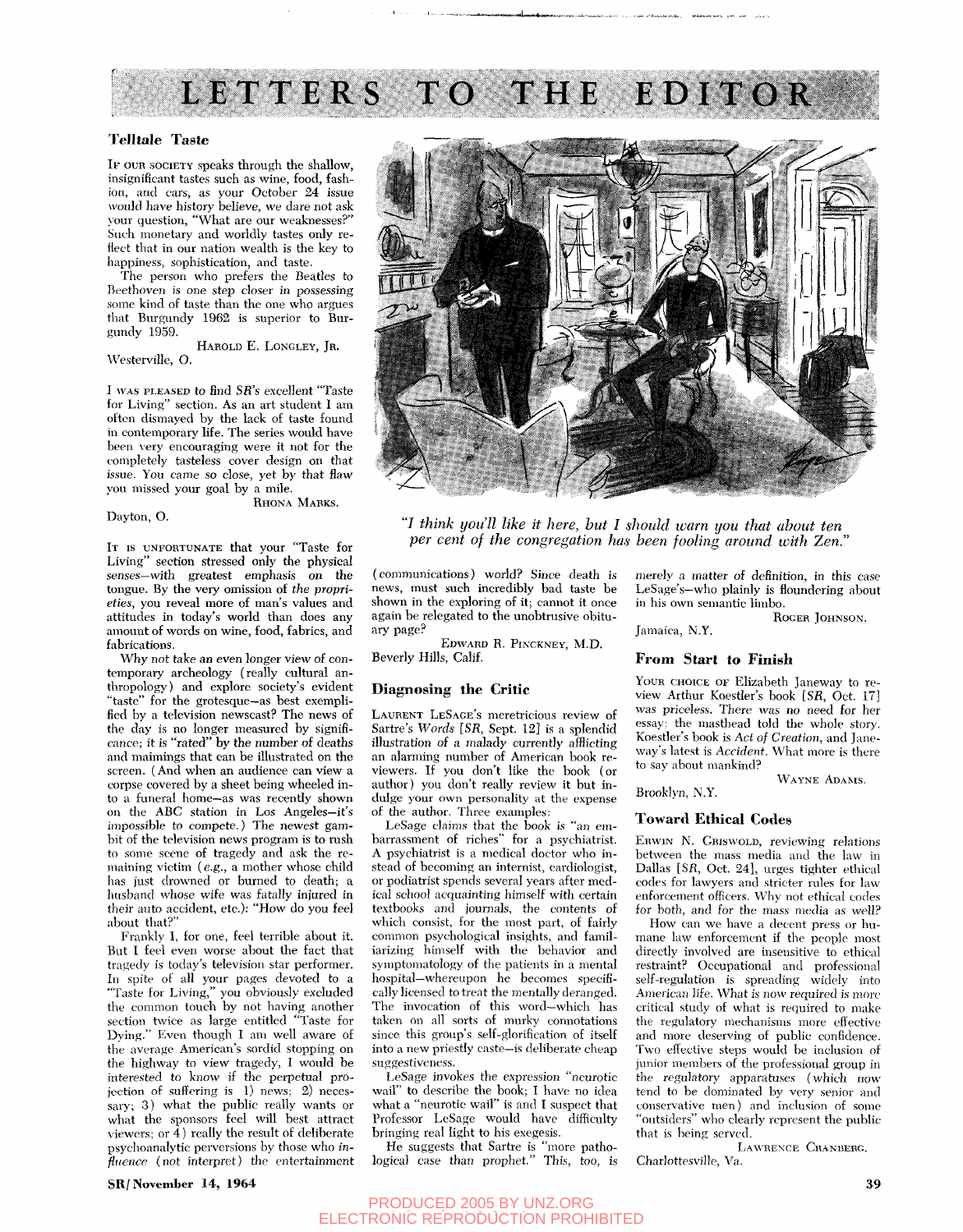# LETTERS TO THE EDITOR

## Telltale Taste

IF OUR SOCIETY speaks through the shallow, insignificant tastes such as wine, food, fashion, and cars, as your October 24 issue would have history believe, we dare not ask your question, "What are our weaknesses?" Such monetary and worldly tastes only reflect that in our nation wealth is the key to happiness, sophistication, and taste.

The person who prefers the Beatles to Beethoven is one step closer in possessing some kind of taste than the one who argues that Burgundy 1962 is superior to Burgundy 1959.

HAROLD E. LONGLEY, JR.
Westerville, O.

I WAS PLEASED to find *SR's* excellent "Taste for Living" section. As an art student I am often dismayed by the lack of taste found in contemporary life. The series would have been very encouraging were it not for the completely tasteless cover design on that issue. You came so close, yet by that flaw you missed your goal by a mile.

RHONA MARKS.
Dayton, O.

IT IS UNFORTUNATE that your "Taste for Living" section stressed only the physical senses—with greatest emphasis on the tongue. By the very omission of *the proprieties*, you reveal more of man's values and attitudes in today's world than does any amount of words on wine, food, fabrics, and fabrications.

Why not take an even longer view of contemporary archeology (really cultural anthropology) and explore society's evident "taste" for the grotesque—as best exemplified by a television newscast? The news of the day is no longer measured by significance; it is "rated" by the number of deaths and maimings that can be illustrated on the screen. (And when an audience can view a corpse covered by a sheet being wheeled into a funeral home—as was recently shown on the ABC station in Los Angeles—it's impossible to compete.) The newest gambit of the television news program is to rush to some scene of tragedy and ask the remaining victim (*e.g.*, a mother whose child has just drowned or burned to death; a husband whose wife was fatally injured in their auto accident, etc.): "How do you feel about that?"

Frankly I, for one, feel terrible about it. But I feel even worse about the fact that tragedy is today's television star performer. In spite of all your pages devoted to a "Taste for Living," you obviously excluded the common touch by not having another section twice as large entitled "Taste for Dying." Even though I am well aware of the average American's sordid stopping on the highway to view tragedy, I would be interested to know if the perpetual projection of suffering is 1) news; 2) necessary; 3) what the public really wants or what the sponsors feel will best attract viewers; or 4) really the result of deliberate psychoanalytic perversions by those who *influence* (not interpret) the entertainment (communications) world? Since death is news, must such incredibly bad taste be shown in the exploring of it; cannot it once again be relegated to the unobtrusive obituary page?

EDWARD R. PINCKNEY, M.D.
Beverly Hills, Calif.

*"I think you'll like it here, but I should warn you that about ten per cent of the congregation has been fooling around with Zen."*

## Diagnosing the Critic

LAURENT LESAGE'S meretricious review of Sartre's *Words* [*SR*, Sept. 12] is a splendid illustration of a malady currently afflicting an alarming number of American book reviewers. If you don't like the book (or author) you don't really review it but indulge your own personality at the expense of the author. Three examples:

LeSage claims that the book is "an embarrassment of riches" for a psychiatrist. A psychiatrist is a medical doctor who instead of becoming an internist, cardiologist, or podiatrist spends several years after medical school acquainting himself with certain textbooks and journals, the contents of which consist, for the most part, of fairly common psychological insights, and familiarizing himself with the behavior and symptomatology of the patients in a mental hospital—whereupon he becomes specifically licensed to treat the mentally deranged. The invocation of this word—which has taken on all sorts of murky connotations since this group's self-glorification of itself into a new priestly caste—is deliberate cheap suggestiveness.

LeSage invokes the expression "neurotic wail" to describe the book; I have no idea what a "neurotic wail" is and I suspect that Professor LeSage would have difficulty bringing real light to his exegesis.

He suggests that Sartre is "more pathological case than prophet." This, too, is merely a matter of definition, in this case LeSage's—who plainly is floundering about in his own semantic limbo.

ROGER JOHNSON.
Jamaica, N.Y.

## From Start to Finish

YOUR CHOICE OF Elizabeth Janeway to review Arthur Koestler's book [*SR*, Oct. 17] was priceless. There was no need for her essay; the masthead told the whole story. Koestler's book is *Act of Creation*, and Janeway's latest is *Accident*. What more is there to say about mankind?

WAYNE ADAMS.
Brooklyn, N.Y.

## Toward Ethical Codes

ERWIN N. GRISWOLD, reviewing relations between the mass media and the law in Dallas [*SR*, Oct. 24], urges tighter ethical codes for lawyers and stricter rules for law enforcement officers. Why not ethical codes for both, and for the mass media as well?

How can we have a decent press or humane law enforcement if the people most directly involved are insensitive to ethical restraint? Occupational and professional self-regulation is spreading widely into American life. What is now required is more critical study of what is required to make the regulatory mechanisms more effective and more deserving of public confidence. Two effective steps would be inclusion of junior members of the professional group in the regulatory apparatuses (which now tend to be dominated by very senior and conservative men) and inclusion of some "outsiders" who clearly represent the public that is being served.

LAWRENCE CRANBERG.
Charlottesville, Va.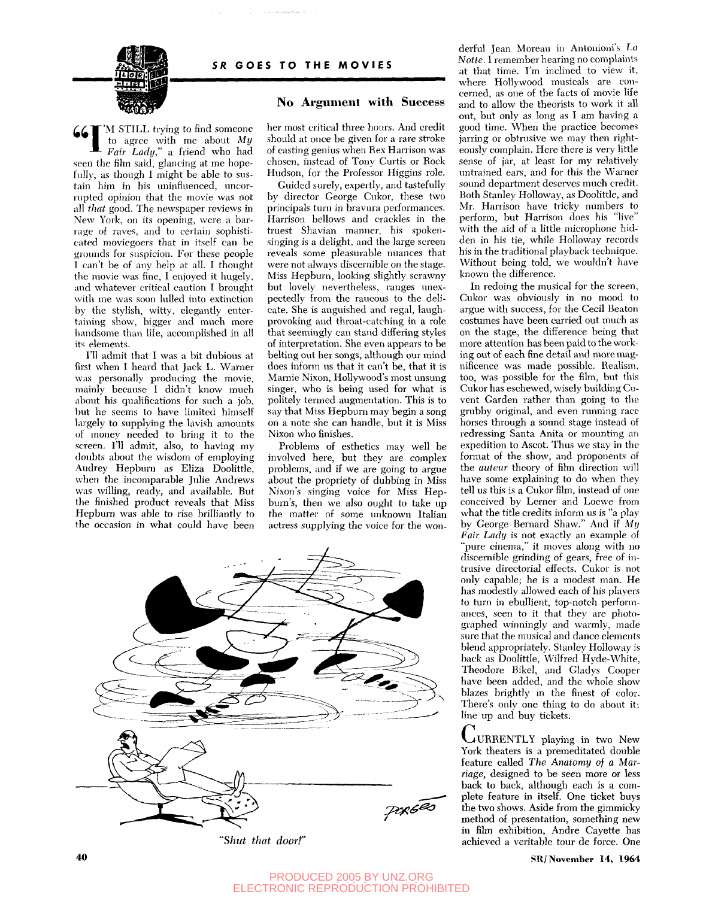## SR GOES TO THE MOVIES

### No Argument with Success

"I'M STILL trying to find someone to agree with me about *My Fair Lady*," a friend who had seen the film said, glancing at me hopefully, as though I might be able to sustain him in his uninfluenced, uncorrupted opinion that the movie was not all *that* good. The newspaper reviews in New York, on its opening, were a barrage of raves, and to certain sophisticated moviegoers that in itself can be grounds for suspicion. For these people I can't be of any help at all. I thought the movie was fine, I enjoyed it hugely, and whatever critical caution I brought with me was soon lulled into extinction by the stylish, witty, elegantly entertaining show, bigger and much more handsome than life, accomplished in all its elements.

I'll admit that I was a bit dubious at first when I heard that Jack L. Warner was personally producing the movie, mainly because I didn't know much about his qualifications for such a job, but he seems to have limited himself largely to supplying the lavish amounts of money needed to bring it to the screen. I'll admit, also, to having my doubts about the wisdom of employing Audrey Hepburn as Eliza Doolittle, when the incomparable Julie Andrews was willing, ready, and available. But the finished product reveals that Miss Hepburn was able to rise brilliantly to the occasion in what could have been her most critical three hours. And credit should at once be given for a rare stroke of casting genius when Rex Harrison was chosen, instead of Tony Curtis or Rock Hudson, for the Professor Higgins role.

Guided surely, expertly, and tastefully by director George Cukor, these two principals turn in bravura performances. Harrison bellows and crackles in the truest Shavian manner, his spoken-singing is a delight, and the large screen reveals some pleasurable nuances that were not always discernible on the stage. Miss Hepburn, looking slightly scrawny but lovely nevertheless, ranges unexpectedly from the raucous to the delicate. She is anguished and regal, laugh-provoking and throat-catching in a role that seemingly can stand differing styles of interpretation. She even appears to be belting out her songs, although our mind does inform us that it can't be, that it is Marnie Nixon, Hollywood's most unsung singer, who is being used for what is politely termed augmentation. This is to say that Miss Hepburn may begin a song on a note she can handle, but it is Miss Nixon who finishes.

Problems of esthetics may well be involved here, but they are complex problems, and if we are going to argue about the propriety of dubbing in Miss Nixon's singing voice for Miss Hepburn's, then we also ought to take up the matter of some unknown Italian actress supplying the voice for the wonderful Jean Moreau in Antonioni's *La Notte*. I remember hearing no complaints at that time. I'm inclined to view it, where Hollywood musicals are concerned, as one of the facts of movie life and to allow the theorists to work it all out, but only as long as I am having a good time. When the practice becomes jarring or obtrusive we may then righteously complain. Here there is very little sense of jar, at least for my relatively untrained ears, and for this the Warner sound department deserves much credit. Both Stanley Holloway, as Doolittle, and Mr. Harrison have tricky numbers to perform, but Harrison does his "live" with the aid of a little microphone hidden in his tie, while Holloway records his in the traditional playback technique. Without being told, we wouldn't have known the difference.

In redoing the musical for the screen, Cukor was obviously in no mood to argue with success, for the Cecil Beaton costumes have been carried out much as on the stage, the difference being that more attention has been paid to the working out of each fine detail and more magnificence was made possible. Realism, too, was possible for the film, but this Cukor has eschewed, wisely building Covent Garden rather than going to the grubby original, and even running race horses through a sound stage instead of redressing Santa Anita or mounting an expedition to Ascot. Thus we stay in the format of the show, and proponents of the *auteur* theory of film direction will have some explaining to do when they tell us this is a Cukor film, instead of one conceived by Lerner and Loewe from what the title credits inform us is "a play by George Bernard Shaw." And if *My Fair Lady* is not exactly an example of "pure cinema," it moves along with no discernible grinding of gears, free of intrusive directorial effects. Cukor is not only capable; he is a modest man. He has modestly allowed each of his players to turn in ebullient, top-notch performances, seen to it that they are photographed winningly and warmly, made sure that the musical and dance elements blend appropriately. Stanley Holloway is back as Doolittle, Wilfred Hyde-White, Theodore Bikel, and Gladys Cooper have been added, and the whole show blazes brightly in the finest of color. There's only one thing to do about it: line up and buy tickets.

"Shut that door!"

CURRENTLY playing in two New York theaters is a premeditated double feature called *The Anatomy of a Marriage*, designed to be seen more or less back to back, although each is a complete feature in itself. One ticket buys the two shows. Aside from the gimmicky method of presentation, something new in film exhibition, Andre Cayette has achieved a veritable tour de force. One